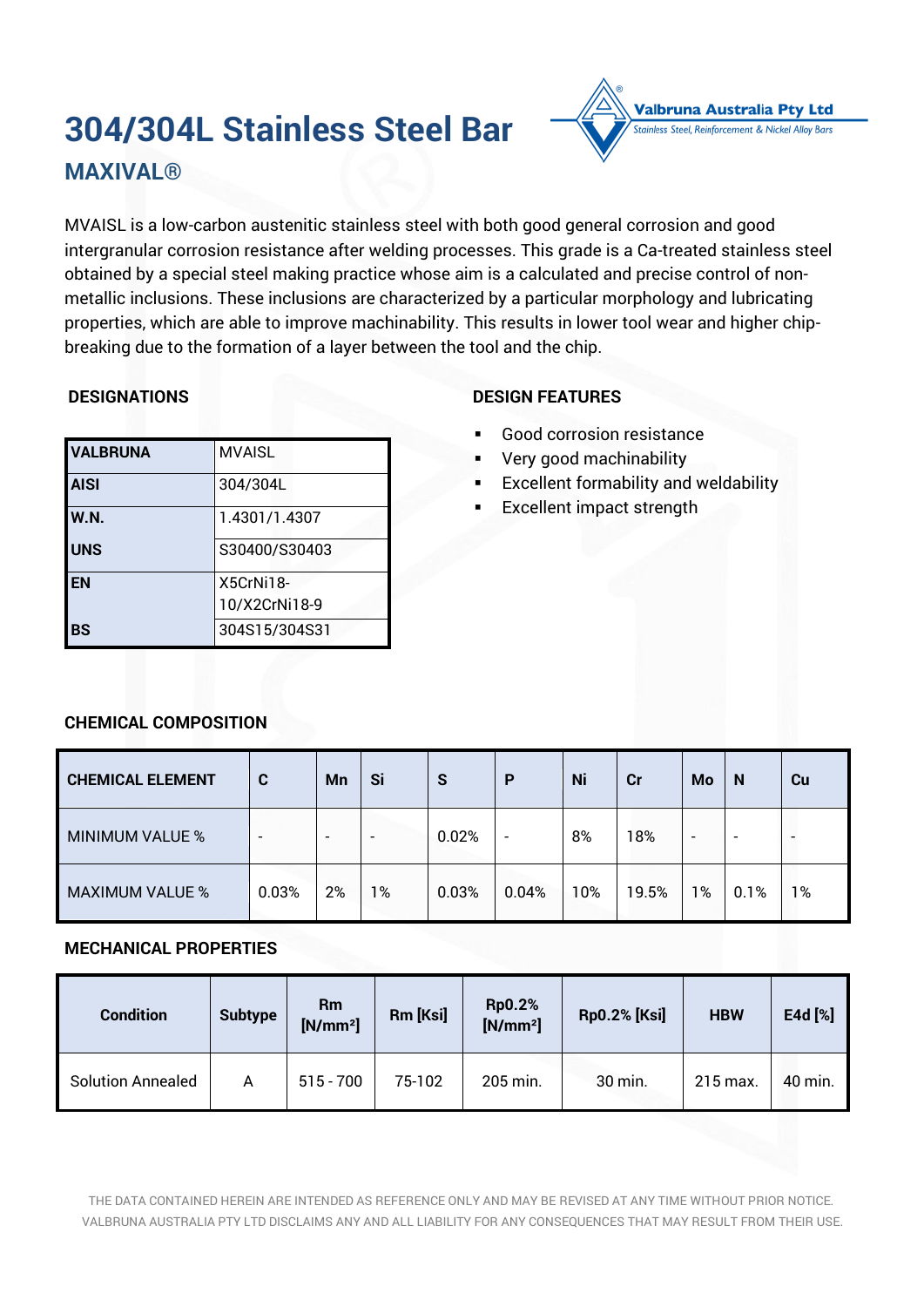# 304/304L Stainless Steel Bar

## MAXIVAL®

Valbruna Australia Pty Ltd
Stainless Steel, Reinforcement & Nickel Alloy Bars

MVAISL is a low-carbon austenitic stainless steel with both good general corrosion and good intergranular corrosion resistance after welding processes. This grade is a Ca-treated stainless steel obtained by a special steel making practice whose aim is a calculated and precise control of non-metallic inclusions. These inclusions are characterized by a particular morphology and lubricating properties, which are able to improve machinability. This results in lower tool wear and higher chip-breaking due to the formation of a layer between the tool and the chip.

### DESIGNATIONS

| | |
|---|---|
| **VALBRUNA** | MVAISL |
| **AISI** | 304/304L |
| **W.N.** | 1.4301/1.4307 |
| **UNS** | S30400/S30403 |
| **EN** | X5CrNi18-10/X2CrNi18-9 |
| **BS** | 304S15/304S31 |

### DESIGN FEATURES

- Good corrosion resistance
- Very good machinability
- Excellent formability and weldability
- Excellent impact strength

### CHEMICAL COMPOSITION

| CHEMICAL ELEMENT | C | Mn | Si | S | P | Ni | Cr | Mo | N | Cu |
|---|---|---|---|---|---|---|---|---|---|---|
| MINIMUM VALUE % | - | - | - | 0.02% | - | 8% | 18% | - | - | - |
| MAXIMUM VALUE % | 0.03% | 2% | 1% | 0.03% | 0.04% | 10% | 19.5% | 1% | 0.1% | 1% |

### MECHANICAL PROPERTIES

| Condition | Subtype | Rm [N/mm²] | Rm [Ksi] | Rp0.2% [N/mm²] | Rp0.2% [Ksi] | HBW | E4d [%] |
|---|---|---|---|---|---|---|---|
| Solution Annealed | A | 515 - 700 | 75-102 | 205 min. | 30 min. | 215 max. | 40 min. |

THE DATA CONTAINED HEREIN ARE INTENDED AS REFERENCE ONLY AND MAY BE REVISED AT ANY TIME WITHOUT PRIOR NOTICE. VALBRUNA AUSTRALIA PTY LTD DISCLAIMS ANY AND ALL LIABILITY FOR ANY CONSEQUENCES THAT MAY RESULT FROM THEIR USE.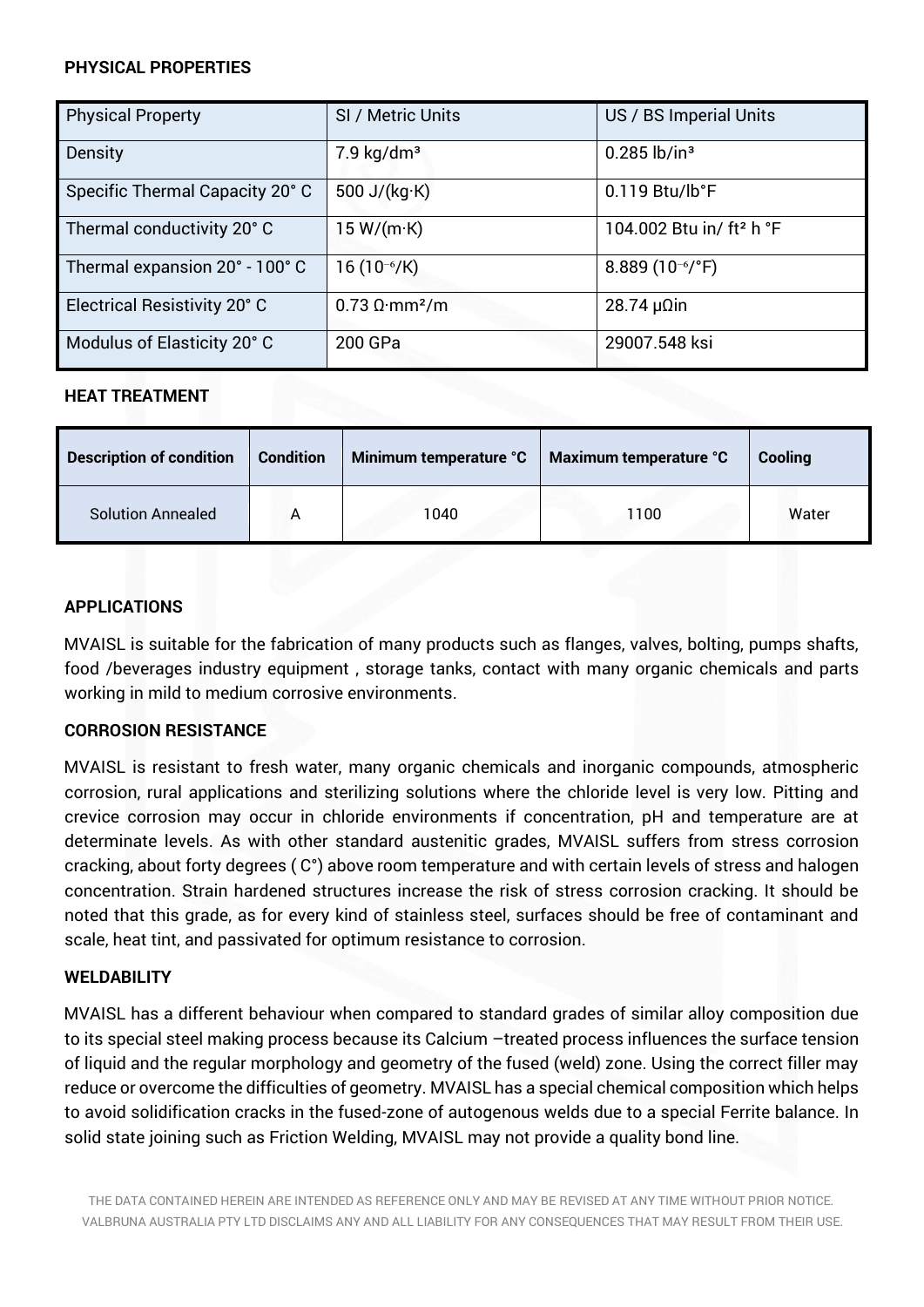## PHYSICAL PROPERTIES

| Physical Property | SI / Metric Units | US / BS Imperial Units |
| --- | --- | --- |
| Density | 7.9 kg/dm³ | 0.285 lb/in³ |
| Specific Thermal Capacity 20° C | 500 J/(kg·K) | 0.119 Btu/lb°F |
| Thermal conductivity 20° C | 15 W/(m·K) | 104.002 Btu in/ ft² h °F |
| Thermal expansion 20° - 100° C | 16 ($10^{-6}$/K) | 8.889 ($10^{-6}$/°F) |
| Electrical Resistivity 20° C | 0.73 Ω·mm²/m | 28.74 μΩin |
| Modulus of Elasticity 20° C | 200 GPa | 29007.548 ksi |

## HEAT TREATMENT

| Description of condition | Condition | Minimum temperature °C | Maximum temperature °C | Cooling |
| --- | --- | --- | --- | --- |
| Solution Annealed | A | 1040 | 1100 | Water |

## APPLICATIONS

MVAISL is suitable for the fabrication of many products such as flanges, valves, bolting, pumps shafts, food /beverages industry equipment , storage tanks, contact with many organic chemicals and parts working in mild to medium corrosive environments.

## CORROSION RESISTANCE

MVAISL is resistant to fresh water, many organic chemicals and inorganic compounds, atmospheric corrosion, rural applications and sterilizing solutions where the chloride level is very low. Pitting and crevice corrosion may occur in chloride environments if concentration, pH and temperature are at determinate levels. As with other standard austenitic grades, MVAISL suffers from stress corrosion cracking, about forty degrees ( C°) above room temperature and with certain levels of stress and halogen concentration. Strain hardened structures increase the risk of stress corrosion cracking. It should be noted that this grade, as for every kind of stainless steel, surfaces should be free of contaminant and scale, heat tint, and passivated for optimum resistance to corrosion.

## WELDABILITY

MVAISL has a different behaviour when compared to standard grades of similar alloy composition due to its special steel making process because its Calcium –treated process influences the surface tension of liquid and the regular morphology and geometry of the fused (weld) zone. Using the correct filler may reduce or overcome the difficulties of geometry. MVAISL has a special chemical composition which helps to avoid solidification cracks in the fused-zone of autogenous welds due to a special Ferrite balance. In solid state joining such as Friction Welding, MVAISL may not provide a quality bond line.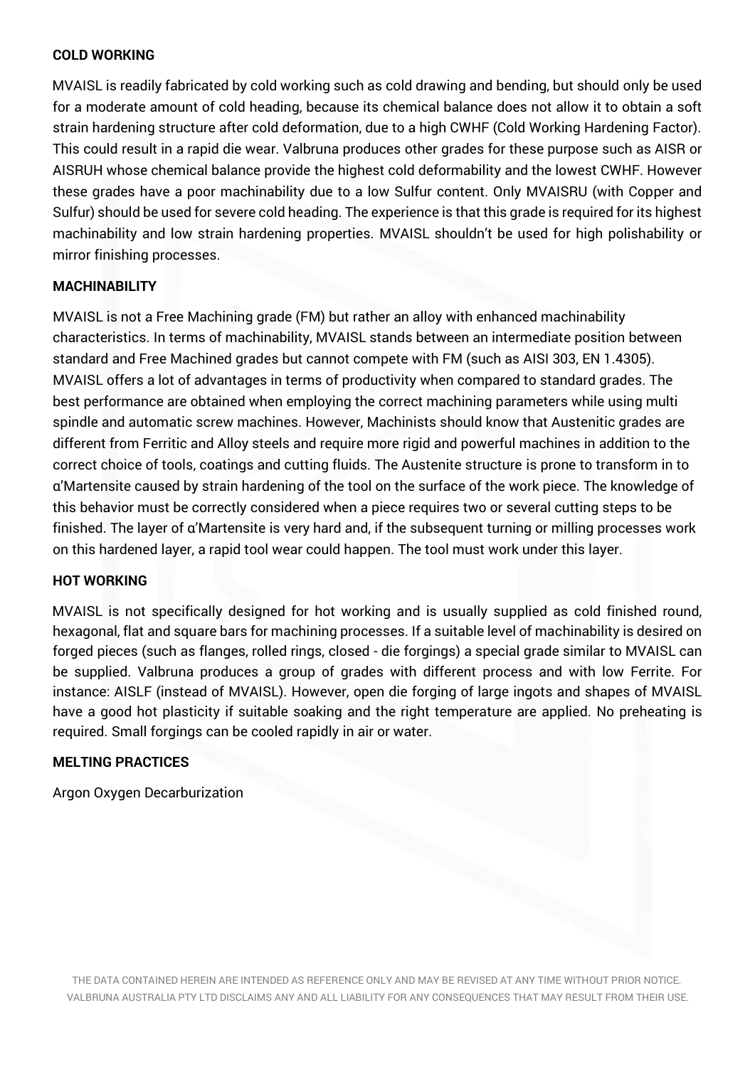## COLD WORKING

MVAISL is readily fabricated by cold working such as cold drawing and bending, but should only be used for a moderate amount of cold heading, because its chemical balance does not allow it to obtain a soft strain hardening structure after cold deformation, due to a high CWHF (Cold Working Hardening Factor). This could result in a rapid die wear. Valbruna produces other grades for these purpose such as AISR or AISRUH whose chemical balance provide the highest cold deformability and the lowest CWHF. However these grades have a poor machinability due to a low Sulfur content. Only MVAISRU (with Copper and Sulfur) should be used for severe cold heading. The experience is that this grade is required for its highest machinability and low strain hardening properties. MVAISL shouldn't be used for high polishability or mirror finishing processes.

## MACHINABILITY

MVAISL is not a Free Machining grade (FM) but rather an alloy with enhanced machinability characteristics. In terms of machinability, MVAISL stands between an intermediate position between standard and Free Machined grades but cannot compete with FM (such as AISI 303, EN 1.4305). MVAISL offers a lot of advantages in terms of productivity when compared to standard grades. The best performance are obtained when employing the correct machining parameters while using multi spindle and automatic screw machines. However, Machinists should know that Austenitic grades are different from Ferritic and Alloy steels and require more rigid and powerful machines in addition to the correct choice of tools, coatings and cutting fluids. The Austenite structure is prone to transform in to α'Martensite caused by strain hardening of the tool on the surface of the work piece. The knowledge of this behavior must be correctly considered when a piece requires two or several cutting steps to be finished. The layer of α'Martensite is very hard and, if the subsequent turning or milling processes work on this hardened layer, a rapid tool wear could happen. The tool must work under this layer.

## HOT WORKING

MVAISL is not specifically designed for hot working and is usually supplied as cold finished round, hexagonal, flat and square bars for machining processes. If a suitable level of machinability is desired on forged pieces (such as flanges, rolled rings, closed - die forgings) a special grade similar to MVAISL can be supplied. Valbruna produces a group of grades with different process and with low Ferrite. For instance: AISLF (instead of MVAISL). However, open die forging of large ingots and shapes of MVAISL have a good hot plasticity if suitable soaking and the right temperature are applied. No preheating is required. Small forgings can be cooled rapidly in air or water.

## MELTING PRACTICES

Argon Oxygen Decarburization

THE DATA CONTAINED HEREIN ARE INTENDED AS REFERENCE ONLY AND MAY BE REVISED AT ANY TIME WITHOUT PRIOR NOTICE. VALBRUNA AUSTRALIA PTY LTD DISCLAIMS ANY AND ALL LIABILITY FOR ANY CONSEQUENCES THAT MAY RESULT FROM THEIR USE.